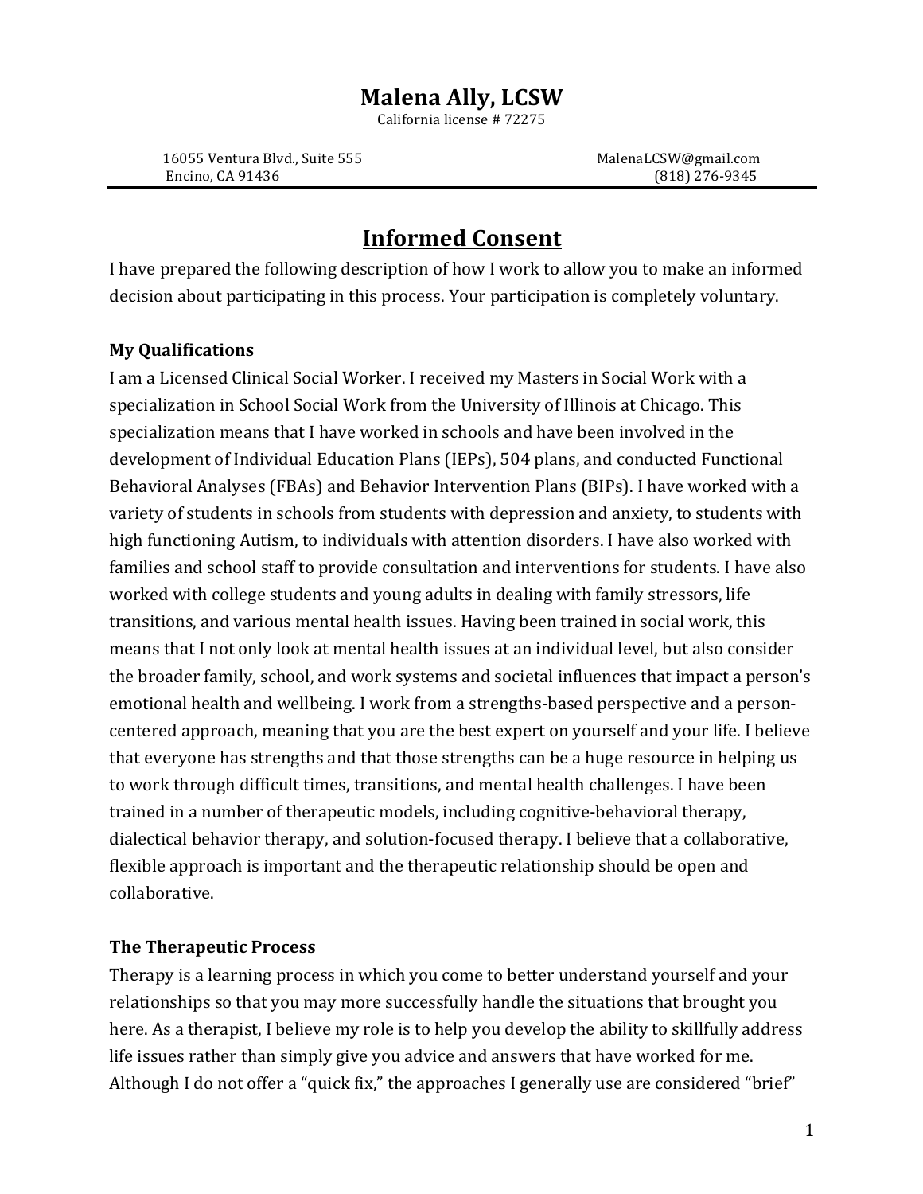# Malena Ally, LCSW

California license # 72275

16055 Ventura Blvd., Suite 555
Encino, CA 91436

MalenaLCSW@gmail.com
(818) 276-9345

## Informed Consent

I have prepared the following description of how I work to allow you to make an informed decision about participating in this process. Your participation is completely voluntary.

### My Qualifications

I am a Licensed Clinical Social Worker. I received my Masters in Social Work with a specialization in School Social Work from the University of Illinois at Chicago. This specialization means that I have worked in schools and have been involved in the development of Individual Education Plans (IEPs), 504 plans, and conducted Functional Behavioral Analyses (FBAs) and Behavior Intervention Plans (BIPs). I have worked with a variety of students in schools from students with depression and anxiety, to students with high functioning Autism, to individuals with attention disorders. I have also worked with families and school staff to provide consultation and interventions for students. I have also worked with college students and young adults in dealing with family stressors, life transitions, and various mental health issues. Having been trained in social work, this means that I not only look at mental health issues at an individual level, but also consider the broader family, school, and work systems and societal influences that impact a person's emotional health and wellbeing. I work from a strengths-based perspective and a person-centered approach, meaning that you are the best expert on yourself and your life. I believe that everyone has strengths and that those strengths can be a huge resource in helping us to work through difficult times, transitions, and mental health challenges. I have been trained in a number of therapeutic models, including cognitive-behavioral therapy, dialectical behavior therapy, and solution-focused therapy. I believe that a collaborative, flexible approach is important and the therapeutic relationship should be open and collaborative.

### The Therapeutic Process

Therapy is a learning process in which you come to better understand yourself and your relationships so that you may more successfully handle the situations that brought you here. As a therapist, I believe my role is to help you develop the ability to skillfully address life issues rather than simply give you advice and answers that have worked for me. Although I do not offer a "quick fix," the approaches I generally use are considered "brief"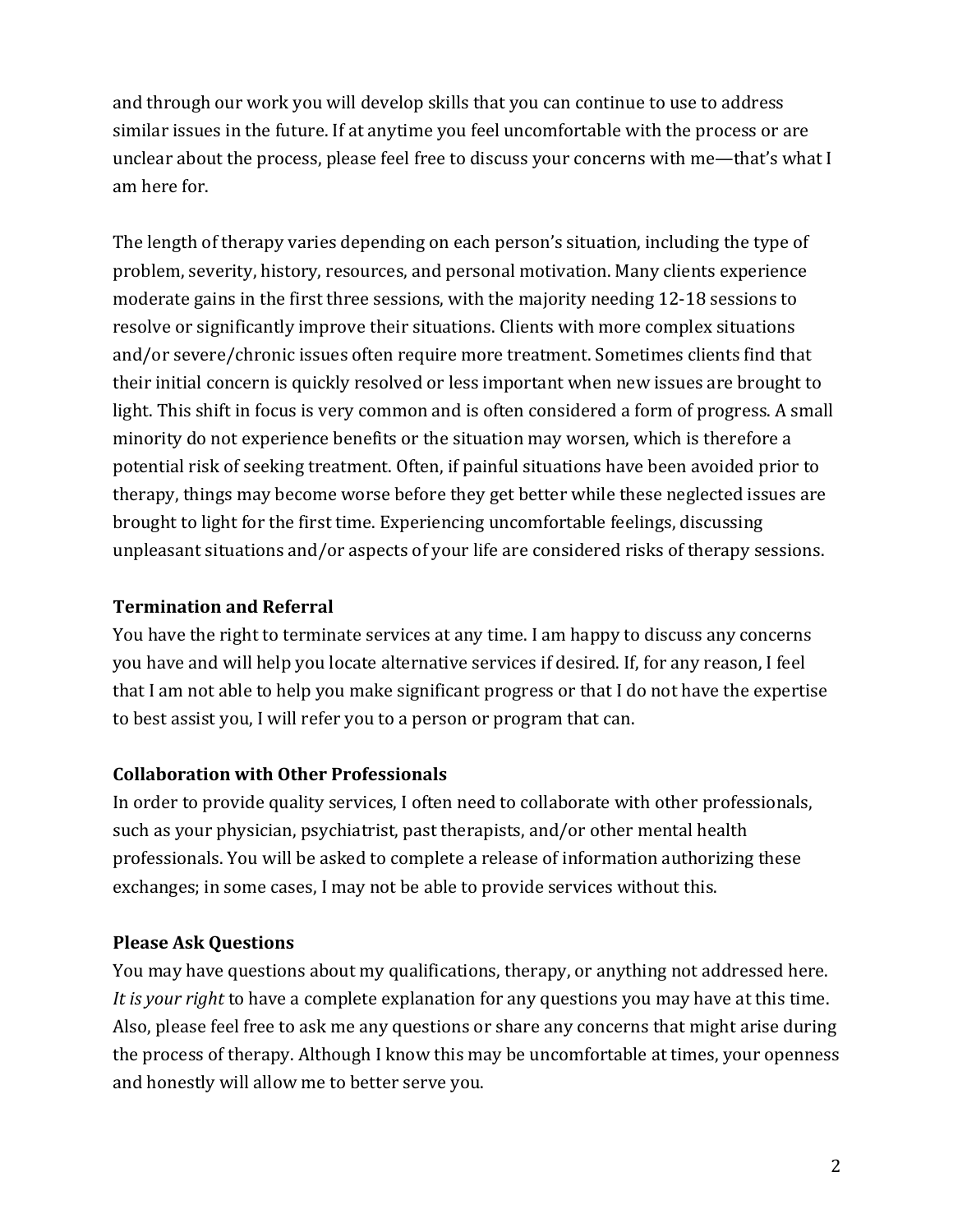and through our work you will develop skills that you can continue to use to address similar issues in the future. If at anytime you feel uncomfortable with the process or are unclear about the process, please feel free to discuss your concerns with me—that's what I am here for.

The length of therapy varies depending on each person's situation, including the type of problem, severity, history, resources, and personal motivation. Many clients experience moderate gains in the first three sessions, with the majority needing 12-18 sessions to resolve or significantly improve their situations. Clients with more complex situations and/or severe/chronic issues often require more treatment. Sometimes clients find that their initial concern is quickly resolved or less important when new issues are brought to light. This shift in focus is very common and is often considered a form of progress. A small minority do not experience benefits or the situation may worsen, which is therefore a potential risk of seeking treatment. Often, if painful situations have been avoided prior to therapy, things may become worse before they get better while these neglected issues are brought to light for the first time. Experiencing uncomfortable feelings, discussing unpleasant situations and/or aspects of your life are considered risks of therapy sessions.

**Termination and Referral**

You have the right to terminate services at any time. I am happy to discuss any concerns you have and will help you locate alternative services if desired. If, for any reason, I feel that I am not able to help you make significant progress or that I do not have the expertise to best assist you, I will refer you to a person or program that can.

**Collaboration with Other Professionals**

In order to provide quality services, I often need to collaborate with other professionals, such as your physician, psychiatrist, past therapists, and/or other mental health professionals. You will be asked to complete a release of information authorizing these exchanges; in some cases, I may not be able to provide services without this.

**Please Ask Questions**

You may have questions about my qualifications, therapy, or anything not addressed here. *It is your right* to have a complete explanation for any questions you may have at this time. Also, please feel free to ask me any questions or share any concerns that might arise during the process of therapy. Although I know this may be uncomfortable at times, your openness and honestly will allow me to better serve you.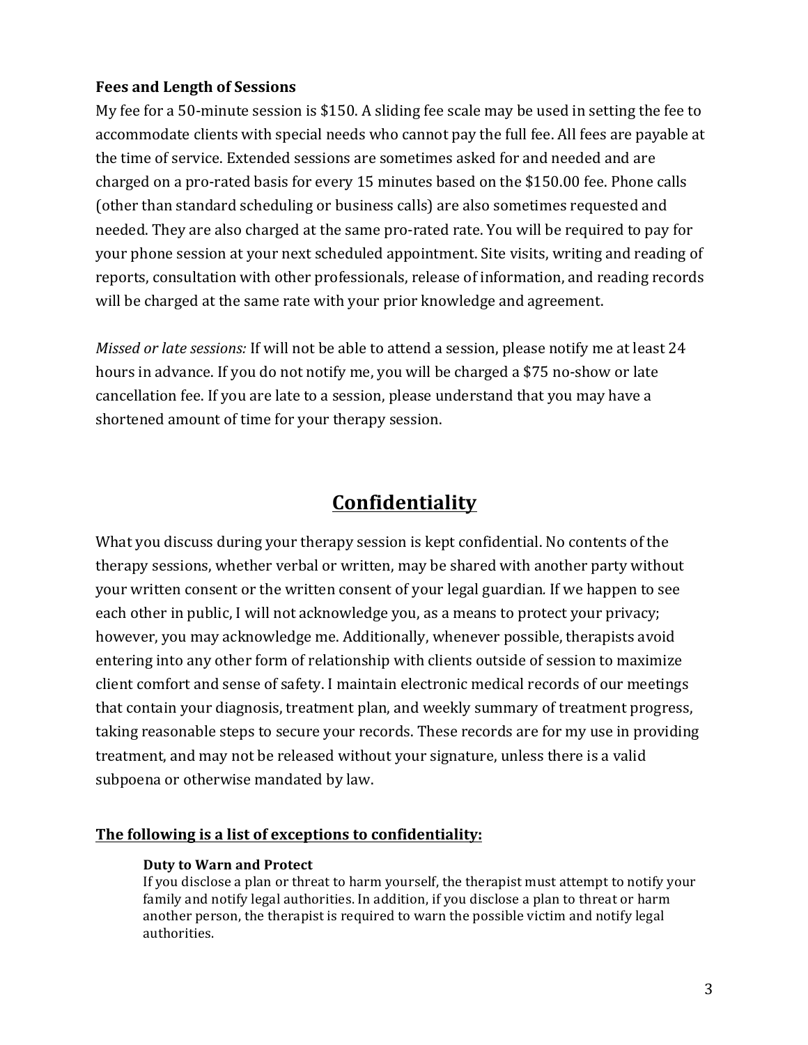**Fees and Length of Sessions**

My fee for a 50-minute session is $150. A sliding fee scale may be used in setting the fee to accommodate clients with special needs who cannot pay the full fee. All fees are payable at the time of service. Extended sessions are sometimes asked for and needed and are charged on a pro-rated basis for every 15 minutes based on the $150.00 fee. Phone calls (other than standard scheduling or business calls) are also sometimes requested and needed. They are also charged at the same pro-rated rate. You will be required to pay for your phone session at your next scheduled appointment. Site visits, writing and reading of reports, consultation with other professionals, release of information, and reading records will be charged at the same rate with your prior knowledge and agreement.

*Missed or late sessions:* If will not be able to attend a session, please notify me at least 24 hours in advance. If you do not notify me, you will be charged a $75 no-show or late cancellation fee. If you are late to a session, please understand that you may have a shortened amount of time for your therapy session.

# Confidentiality

What you discuss during your therapy session is kept confidential. No contents of the therapy sessions, whether verbal or written, may be shared with another party without your written consent or the written consent of your legal guardian. If we happen to see each other in public, I will not acknowledge you, as a means to protect your privacy; however, you may acknowledge me. Additionally, whenever possible, therapists avoid entering into any other form of relationship with clients outside of session to maximize client comfort and sense of safety. I maintain electronic medical records of our meetings that contain your diagnosis, treatment plan, and weekly summary of treatment progress, taking reasonable steps to secure your records. These records are for my use in providing treatment, and may not be released without your signature, unless there is a valid subpoena or otherwise mandated by law.

**The following is a list of exceptions to confidentiality:**

**Duty to Warn and Protect**

If you disclose a plan or threat to harm yourself, the therapist must attempt to notify your family and notify legal authorities. In addition, if you disclose a plan to threat or harm another person, the therapist is required to warn the possible victim and notify legal authorities.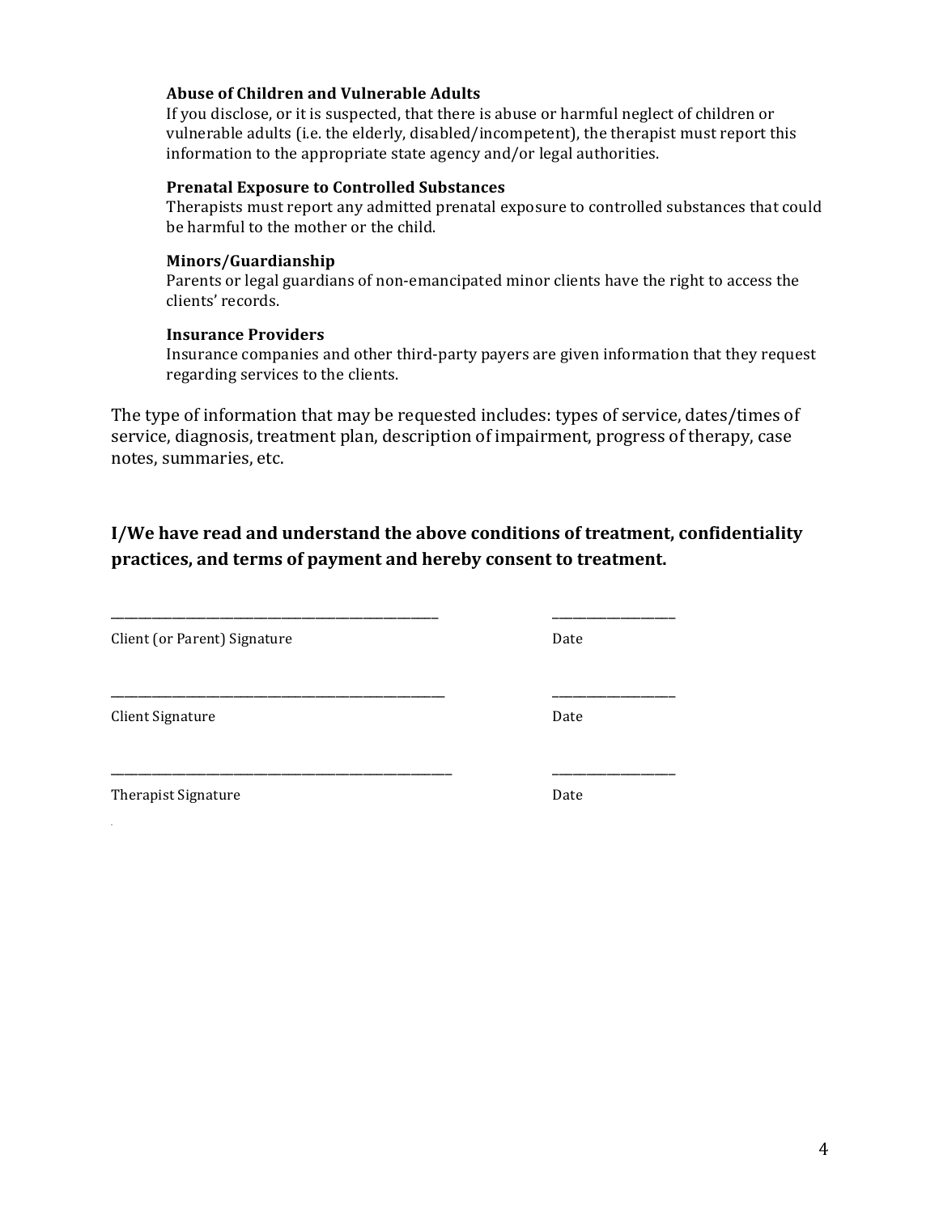**Abuse of Children and Vulnerable Adults**
If you disclose, or it is suspected, that there is abuse or harmful neglect of children or vulnerable adults (i.e. the elderly, disabled/incompetent), the therapist must report this information to the appropriate state agency and/or legal authorities.

**Prenatal Exposure to Controlled Substances**
Therapists must report any admitted prenatal exposure to controlled substances that could be harmful to the mother or the child.

**Minors/Guardianship**
Parents or legal guardians of non-emancipated minor clients have the right to access the clients' records.

**Insurance Providers**
Insurance companies and other third-party payers are given information that they request regarding services to the clients.

The type of information that may be requested includes: types of service, dates/times of service, diagnosis, treatment plan, description of impairment, progress of therapy, case notes, summaries, etc.

**I/We have read and understand the above conditions of treatment, confidentiality practices, and terms of payment and hereby consent to treatment.**

_______________________________________________ ________________
Client (or Parent) Signature Date

_______________________________________________ ________________
Client Signature Date

_______________________________________________ ________________
Therapist Signature Date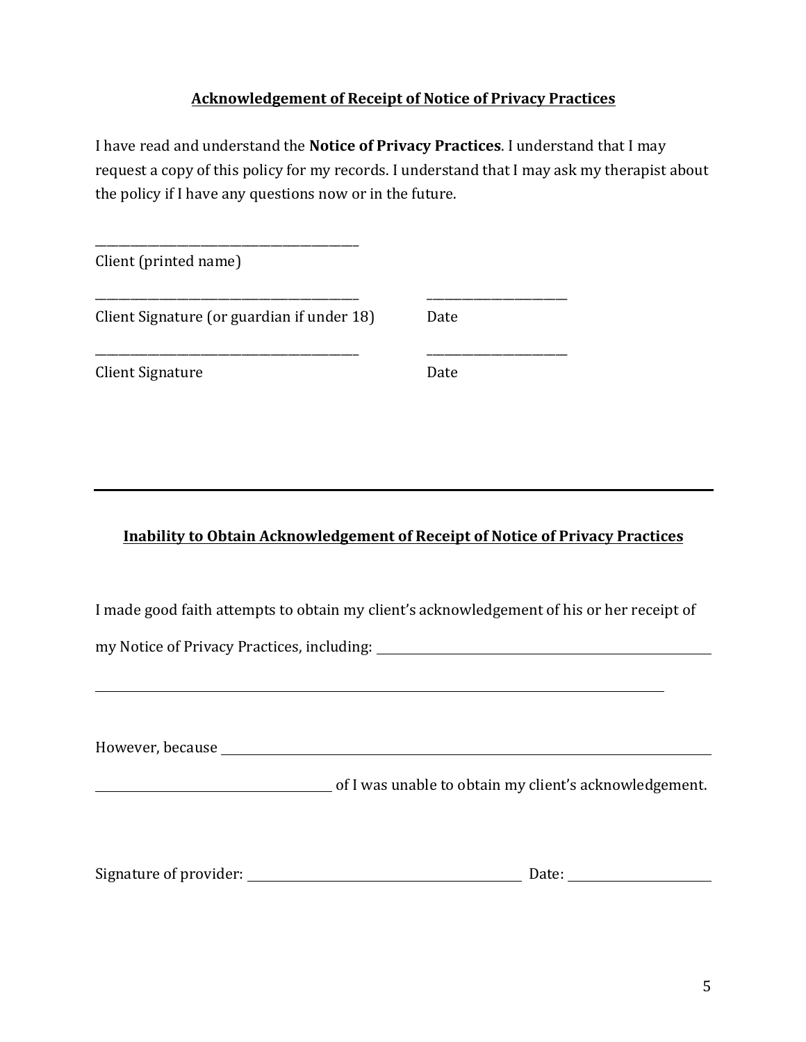## Acknowledgement of Receipt of Notice of Privacy Practices

I have read and understand the **Notice of Privacy Practices**. I understand that I may request a copy of this policy for my records. I understand that I may ask my therapist about the policy if I have any questions now or in the future.

\_\_\_\_\_\_\_\_\_\_\_\_\_\_\_\_\_\_\_\_\_\_\_\_\_\_\_\_\_\_\_\_\_\_\_\_\_\_\_\_\_\_

Client (printed name)

\_\_\_\_\_\_\_\_\_\_\_\_\_\_\_\_\_\_\_\_\_\_\_\_\_\_\_\_\_\_\_\_\_\_\_\_\_\_\_\_\_\_ \_\_\_\_\_\_\_\_\_\_\_\_\_\_\_\_\_\_\_\_\_\_\_

Client Signature (or guardian if under 18) Date

\_\_\_\_\_\_\_\_\_\_\_\_\_\_\_\_\_\_\_\_\_\_\_\_\_\_\_\_\_\_\_\_\_\_\_\_\_\_\_\_\_\_ \_\_\_\_\_\_\_\_\_\_\_\_\_\_\_\_\_\_\_\_\_\_\_

Client Signature Date

---

## Inability to Obtain Acknowledgement of Receipt of Notice of Privacy Practices

I made good faith attempts to obtain my client's acknowledgement of his or her receipt of my Notice of Privacy Practices, including: \_\_\_\_\_\_\_\_\_\_\_\_\_\_\_\_\_\_\_\_\_\_\_\_\_\_\_\_\_\_\_\_\_\_\_\_\_\_\_\_\_\_\_\_\_\_\_\_

\_\_\_\_\_\_\_\_\_\_\_\_\_\_\_\_\_\_\_\_\_\_\_\_\_\_\_\_\_\_\_\_\_\_\_\_\_\_\_\_\_\_\_\_\_\_\_\_\_\_\_\_\_\_\_\_\_\_\_\_\_\_\_\_\_\_\_\_\_\_\_\_\_\_\_\_\_\_\_\_\_

However, because \_\_\_\_\_\_\_\_\_\_\_\_\_\_\_\_\_\_\_\_\_\_\_\_\_\_\_\_\_\_\_\_\_\_\_\_\_\_\_\_\_\_\_\_\_\_\_\_\_\_\_\_\_\_\_\_\_\_\_\_\_\_\_\_\_\_\_

\_\_\_\_\_\_\_\_\_\_\_\_\_\_\_\_\_\_\_\_\_\_\_\_\_\_\_\_\_\_\_\_\_\_\_ of I was unable to obtain my client's acknowledgement.

Signature of provider: \_\_\_\_\_\_\_\_\_\_\_\_\_\_\_\_\_\_\_\_\_\_\_\_\_\_\_\_\_\_\_\_\_\_\_\_\_\_\_\_ Date: \_\_\_\_\_\_\_\_\_\_\_\_\_\_\_\_\_\_\_\_\_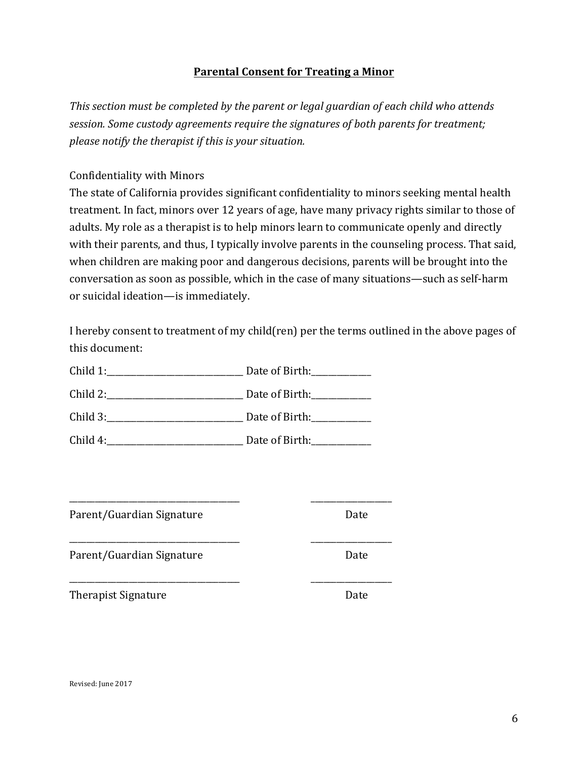## Parental Consent for Treating a Minor

*This section must be completed by the parent or legal guardian of each child who attends session. Some custody agreements require the signatures of both parents for treatment; please notify the therapist if this is your situation.*

Confidentiality with Minors

The state of California provides significant confidentiality to minors seeking mental health treatment. In fact, minors over 12 years of age, have many privacy rights similar to those of adults. My role as a therapist is to help minors learn to communicate openly and directly with their parents, and thus, I typically involve parents in the counseling process. That said, when children are making poor and dangerous decisions, parents will be brought into the conversation as soon as possible, which in the case of many situations—such as self-harm or suicidal ideation—is immediately.

I hereby consent to treatment of my child(ren) per the terms outlined in the above pages of this document:

Child 1:______________________________ Date of Birth:_____________

Child 2:______________________________ Date of Birth:_____________

Child 3:______________________________ Date of Birth:_____________

Child 4:______________________________ Date of Birth:_____________

____________________________________ ________________

Parent/Guardian Signature Date

____________________________________ ________________

Parent/Guardian Signature Date

____________________________________ ________________

Therapist Signature Date

Revised: June 2017